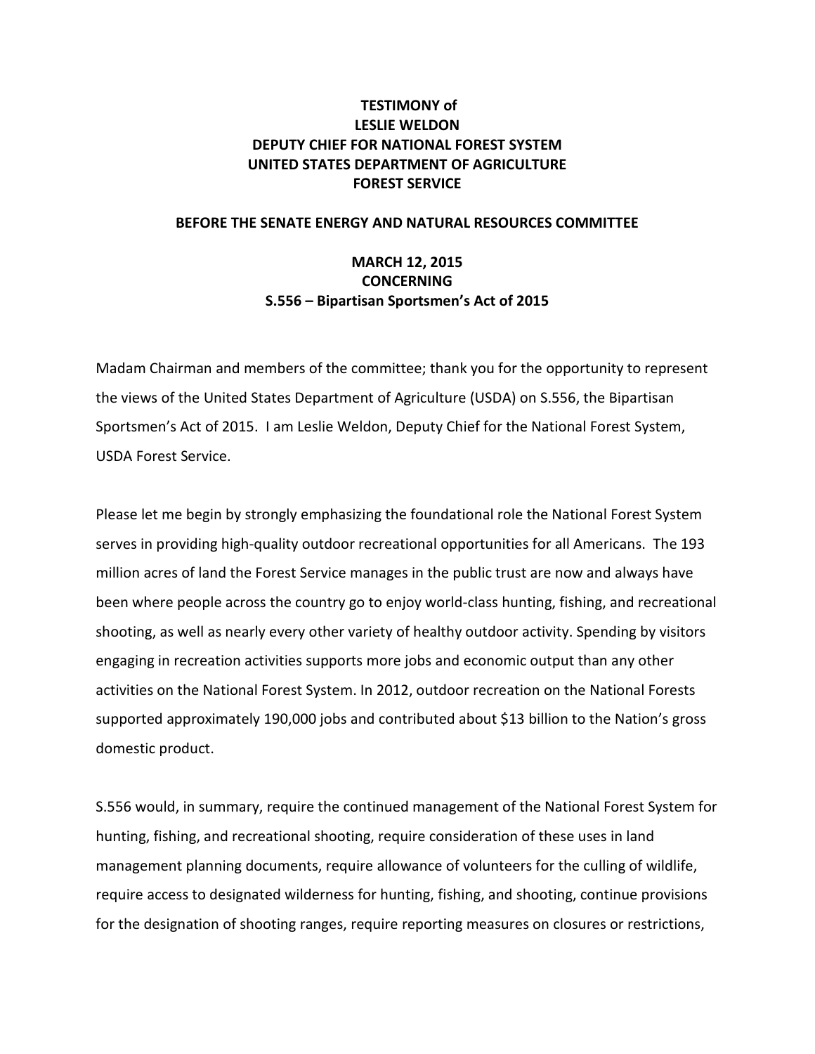**TESTIMONY of**
**LESLIE WELDON**
**DEPUTY CHIEF FOR NATIONAL FOREST SYSTEM**
**UNITED STATES DEPARTMENT OF AGRICULTURE**
**FOREST SERVICE**

**BEFORE THE SENATE ENERGY AND NATURAL RESOURCES COMMITTEE**

**MARCH 12, 2015**
**CONCERNING**
**S.556 – Bipartisan Sportsmen's Act of 2015**

Madam Chairman and members of the committee; thank you for the opportunity to represent the views of the United States Department of Agriculture (USDA) on S.556, the Bipartisan Sportsmen's Act of 2015. I am Leslie Weldon, Deputy Chief for the National Forest System, USDA Forest Service.

Please let me begin by strongly emphasizing the foundational role the National Forest System serves in providing high-quality outdoor recreational opportunities for all Americans. The 193 million acres of land the Forest Service manages in the public trust are now and always have been where people across the country go to enjoy world-class hunting, fishing, and recreational shooting, as well as nearly every other variety of healthy outdoor activity. Spending by visitors engaging in recreation activities supports more jobs and economic output than any other activities on the National Forest System. In 2012, outdoor recreation on the National Forests supported approximately 190,000 jobs and contributed about $13 billion to the Nation's gross domestic product.

S.556 would, in summary, require the continued management of the National Forest System for hunting, fishing, and recreational shooting, require consideration of these uses in land management planning documents, require allowance of volunteers for the culling of wildlife, require access to designated wilderness for hunting, fishing, and shooting, continue provisions for the designation of shooting ranges, require reporting measures on closures or restrictions,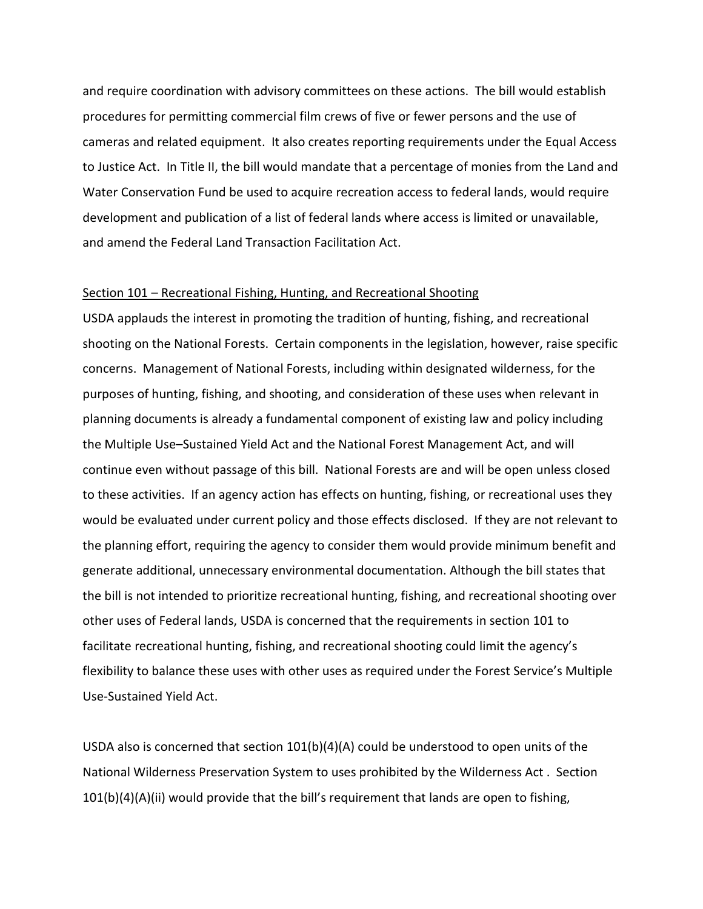and require coordination with advisory committees on these actions. The bill would establish procedures for permitting commercial film crews of five or fewer persons and the use of cameras and related equipment. It also creates reporting requirements under the Equal Access to Justice Act. In Title II, the bill would mandate that a percentage of monies from the Land and Water Conservation Fund be used to acquire recreation access to federal lands, would require development and publication of a list of federal lands where access is limited or unavailable, and amend the Federal Land Transaction Facilitation Act.

<u>Section 101 – Recreational Fishing, Hunting, and Recreational Shooting</u>

USDA applauds the interest in promoting the tradition of hunting, fishing, and recreational shooting on the National Forests. Certain components in the legislation, however, raise specific concerns. Management of National Forests, including within designated wilderness, for the purposes of hunting, fishing, and shooting, and consideration of these uses when relevant in planning documents is already a fundamental component of existing law and policy including the Multiple Use–Sustained Yield Act and the National Forest Management Act, and will continue even without passage of this bill. National Forests are and will be open unless closed to these activities. If an agency action has effects on hunting, fishing, or recreational uses they would be evaluated under current policy and those effects disclosed. If they are not relevant to the planning effort, requiring the agency to consider them would provide minimum benefit and generate additional, unnecessary environmental documentation. Although the bill states that the bill is not intended to prioritize recreational hunting, fishing, and recreational shooting over other uses of Federal lands, USDA is concerned that the requirements in section 101 to facilitate recreational hunting, fishing, and recreational shooting could limit the agency's flexibility to balance these uses with other uses as required under the Forest Service's Multiple Use-Sustained Yield Act.

USDA also is concerned that section 101(b)(4)(A) could be understood to open units of the National Wilderness Preservation System to uses prohibited by the Wilderness Act . Section 101(b)(4)(A)(ii) would provide that the bill's requirement that lands are open to fishing,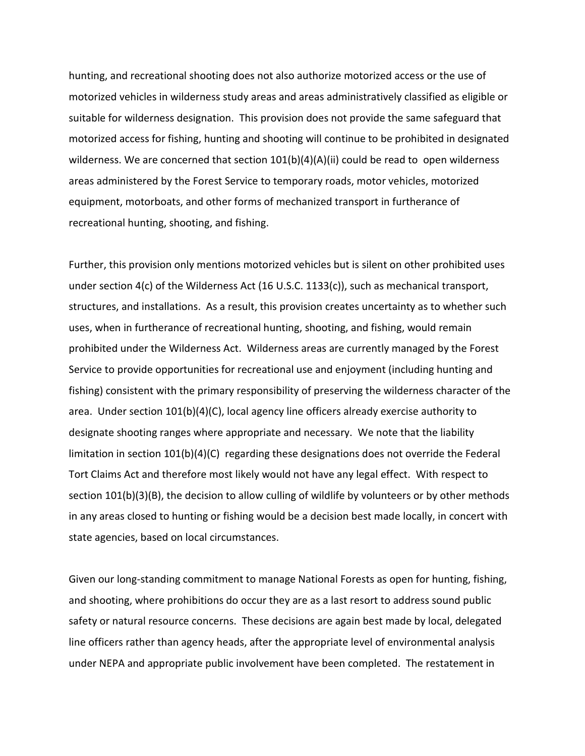hunting, and recreational shooting does not also authorize motorized access or the use of motorized vehicles in wilderness study areas and areas administratively classified as eligible or suitable for wilderness designation. This provision does not provide the same safeguard that motorized access for fishing, hunting and shooting will continue to be prohibited in designated wilderness. We are concerned that section 101(b)(4)(A)(ii) could be read to open wilderness areas administered by the Forest Service to temporary roads, motor vehicles, motorized equipment, motorboats, and other forms of mechanized transport in furtherance of recreational hunting, shooting, and fishing.

Further, this provision only mentions motorized vehicles but is silent on other prohibited uses under section 4(c) of the Wilderness Act (16 U.S.C. 1133(c)), such as mechanical transport, structures, and installations. As a result, this provision creates uncertainty as to whether such uses, when in furtherance of recreational hunting, shooting, and fishing, would remain prohibited under the Wilderness Act. Wilderness areas are currently managed by the Forest Service to provide opportunities for recreational use and enjoyment (including hunting and fishing) consistent with the primary responsibility of preserving the wilderness character of the area. Under section 101(b)(4)(C), local agency line officers already exercise authority to designate shooting ranges where appropriate and necessary. We note that the liability limitation in section 101(b)(4)(C) regarding these designations does not override the Federal Tort Claims Act and therefore most likely would not have any legal effect. With respect to section 101(b)(3)(B), the decision to allow culling of wildlife by volunteers or by other methods in any areas closed to hunting or fishing would be a decision best made locally, in concert with state agencies, based on local circumstances.

Given our long-standing commitment to manage National Forests as open for hunting, fishing, and shooting, where prohibitions do occur they are as a last resort to address sound public safety or natural resource concerns. These decisions are again best made by local, delegated line officers rather than agency heads, after the appropriate level of environmental analysis under NEPA and appropriate public involvement have been completed. The restatement in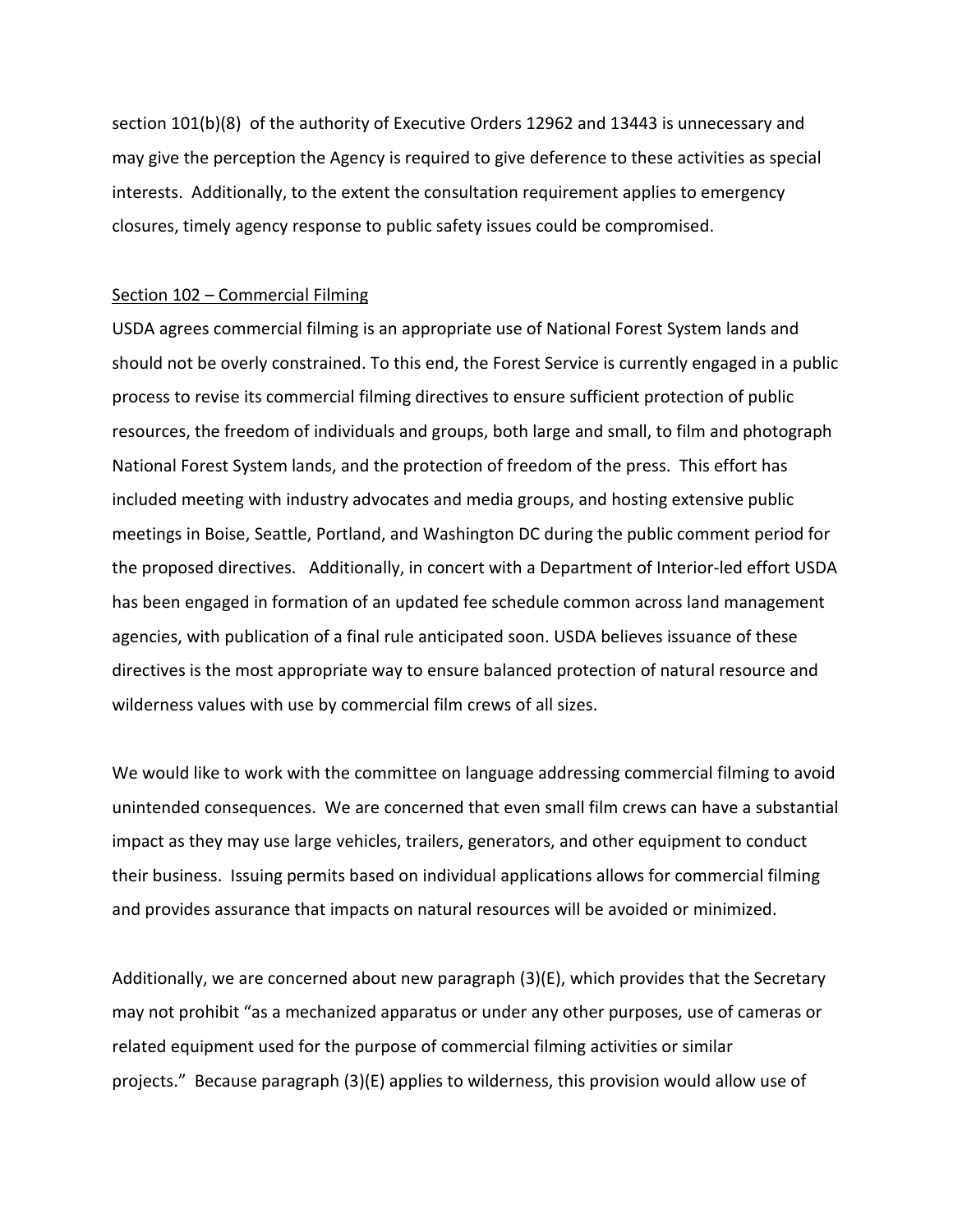section 101(b)(8) of the authority of Executive Orders 12962 and 13443 is unnecessary and may give the perception the Agency is required to give deference to these activities as special interests. Additionally, to the extent the consultation requirement applies to emergency closures, timely agency response to public safety issues could be compromised.

Section 102 – Commercial Filming

USDA agrees commercial filming is an appropriate use of National Forest System lands and should not be overly constrained. To this end, the Forest Service is currently engaged in a public process to revise its commercial filming directives to ensure sufficient protection of public resources, the freedom of individuals and groups, both large and small, to film and photograph National Forest System lands, and the protection of freedom of the press. This effort has included meeting with industry advocates and media groups, and hosting extensive public meetings in Boise, Seattle, Portland, and Washington DC during the public comment period for the proposed directives. Additionally, in concert with a Department of Interior-led effort USDA has been engaged in formation of an updated fee schedule common across land management agencies, with publication of a final rule anticipated soon. USDA believes issuance of these directives is the most appropriate way to ensure balanced protection of natural resource and wilderness values with use by commercial film crews of all sizes.

We would like to work with the committee on language addressing commercial filming to avoid unintended consequences. We are concerned that even small film crews can have a substantial impact as they may use large vehicles, trailers, generators, and other equipment to conduct their business. Issuing permits based on individual applications allows for commercial filming and provides assurance that impacts on natural resources will be avoided or minimized.

Additionally, we are concerned about new paragraph (3)(E), which provides that the Secretary may not prohibit "as a mechanized apparatus or under any other purposes, use of cameras or related equipment used for the purpose of commercial filming activities or similar projects." Because paragraph (3)(E) applies to wilderness, this provision would allow use of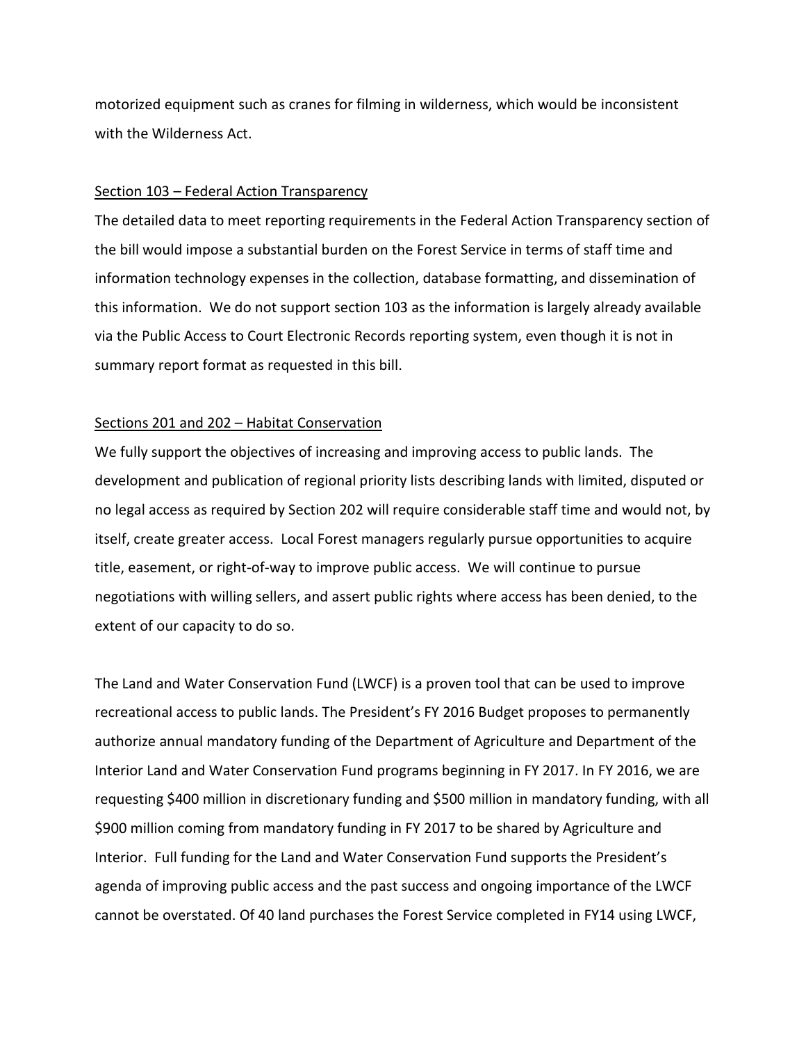motorized equipment such as cranes for filming in wilderness, which would be inconsistent with the Wilderness Act.

<u>Section 103 – Federal Action Transparency</u>

The detailed data to meet reporting requirements in the Federal Action Transparency section of the bill would impose a substantial burden on the Forest Service in terms of staff time and information technology expenses in the collection, database formatting, and dissemination of this information. We do not support section 103 as the information is largely already available via the Public Access to Court Electronic Records reporting system, even though it is not in summary report format as requested in this bill.

<u>Sections 201 and 202 – Habitat Conservation</u>

We fully support the objectives of increasing and improving access to public lands. The development and publication of regional priority lists describing lands with limited, disputed or no legal access as required by Section 202 will require considerable staff time and would not, by itself, create greater access. Local Forest managers regularly pursue opportunities to acquire title, easement, or right-of-way to improve public access. We will continue to pursue negotiations with willing sellers, and assert public rights where access has been denied, to the extent of our capacity to do so.

The Land and Water Conservation Fund (LWCF) is a proven tool that can be used to improve recreational access to public lands. The President's FY 2016 Budget proposes to permanently authorize annual mandatory funding of the Department of Agriculture and Department of the Interior Land and Water Conservation Fund programs beginning in FY 2017. In FY 2016, we are requesting $400 million in discretionary funding and $500 million in mandatory funding, with all $900 million coming from mandatory funding in FY 2017 to be shared by Agriculture and Interior. Full funding for the Land and Water Conservation Fund supports the President's agenda of improving public access and the past success and ongoing importance of the LWCF cannot be overstated. Of 40 land purchases the Forest Service completed in FY14 using LWCF,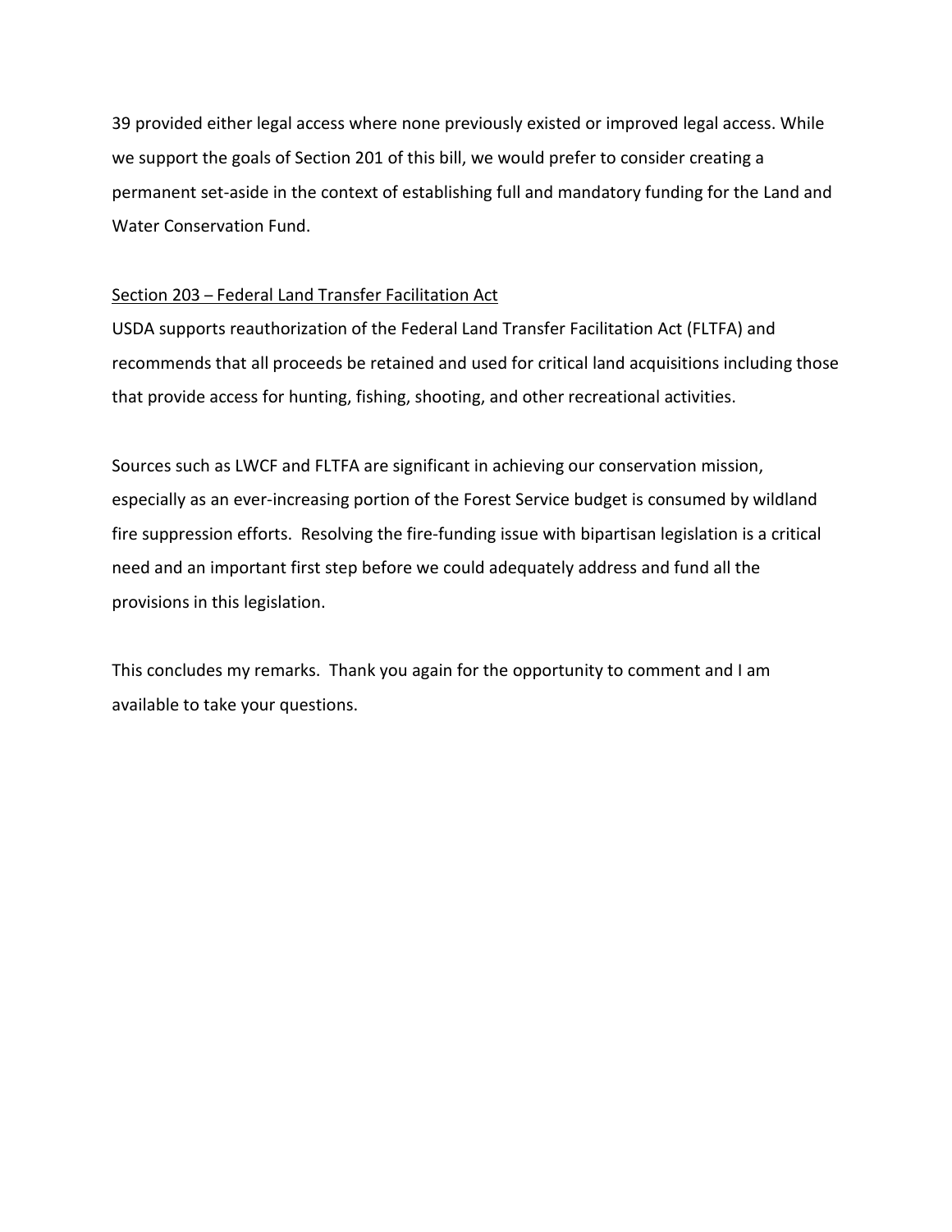39 provided either legal access where none previously existed or improved legal access. While we support the goals of Section 201 of this bill, we would prefer to consider creating a permanent set-aside in the context of establishing full and mandatory funding for the Land and Water Conservation Fund.

<u>Section 203 – Federal Land Transfer Facilitation Act</u>

USDA supports reauthorization of the Federal Land Transfer Facilitation Act (FLTFA) and recommends that all proceeds be retained and used for critical land acquisitions including those that provide access for hunting, fishing, shooting, and other recreational activities.

Sources such as LWCF and FLTFA are significant in achieving our conservation mission, especially as an ever-increasing portion of the Forest Service budget is consumed by wildland fire suppression efforts. Resolving the fire-funding issue with bipartisan legislation is a critical need and an important first step before we could adequately address and fund all the provisions in this legislation.

This concludes my remarks. Thank you again for the opportunity to comment and I am available to take your questions.